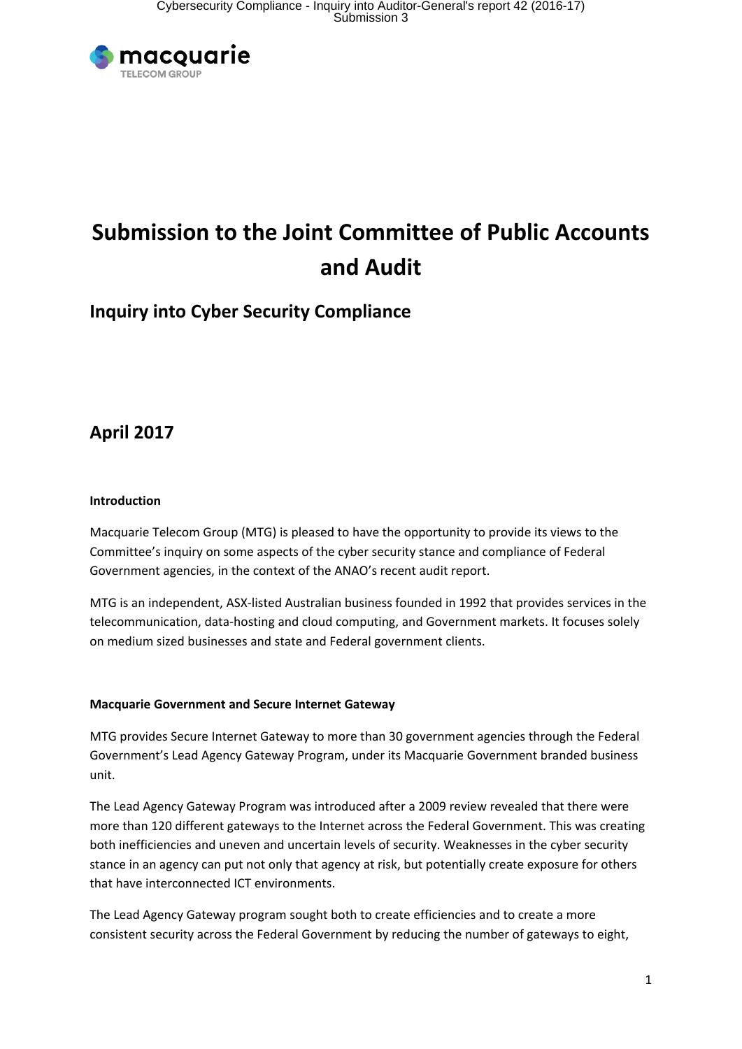# Submission to the Joint Committee of Public Accounts and Audit

## Inquiry into Cyber Security Compliance

## April 2017

**Introduction**

Macquarie Telecom Group (MTG) is pleased to have the opportunity to provide its views to the Committee's inquiry on some aspects of the cyber security stance and compliance of Federal Government agencies, in the context of the ANAO's recent audit report.

MTG is an independent, ASX-listed Australian business founded in 1992 that provides services in the telecommunication, data-hosting and cloud computing, and Government markets. It focuses solely on medium sized businesses and state and Federal government clients.

**Macquarie Government and Secure Internet Gateway**

MTG provides Secure Internet Gateway to more than 30 government agencies through the Federal Government's Lead Agency Gateway Program, under its Macquarie Government branded business unit.

The Lead Agency Gateway Program was introduced after a 2009 review revealed that there were more than 120 different gateways to the Internet across the Federal Government. This was creating both inefficiencies and uneven and uncertain levels of security. Weaknesses in the cyber security stance in an agency can put not only that agency at risk, but potentially create exposure for others that have interconnected ICT environments.

The Lead Agency Gateway program sought both to create efficiencies and to create a more consistent security across the Federal Government by reducing the number of gateways to eight,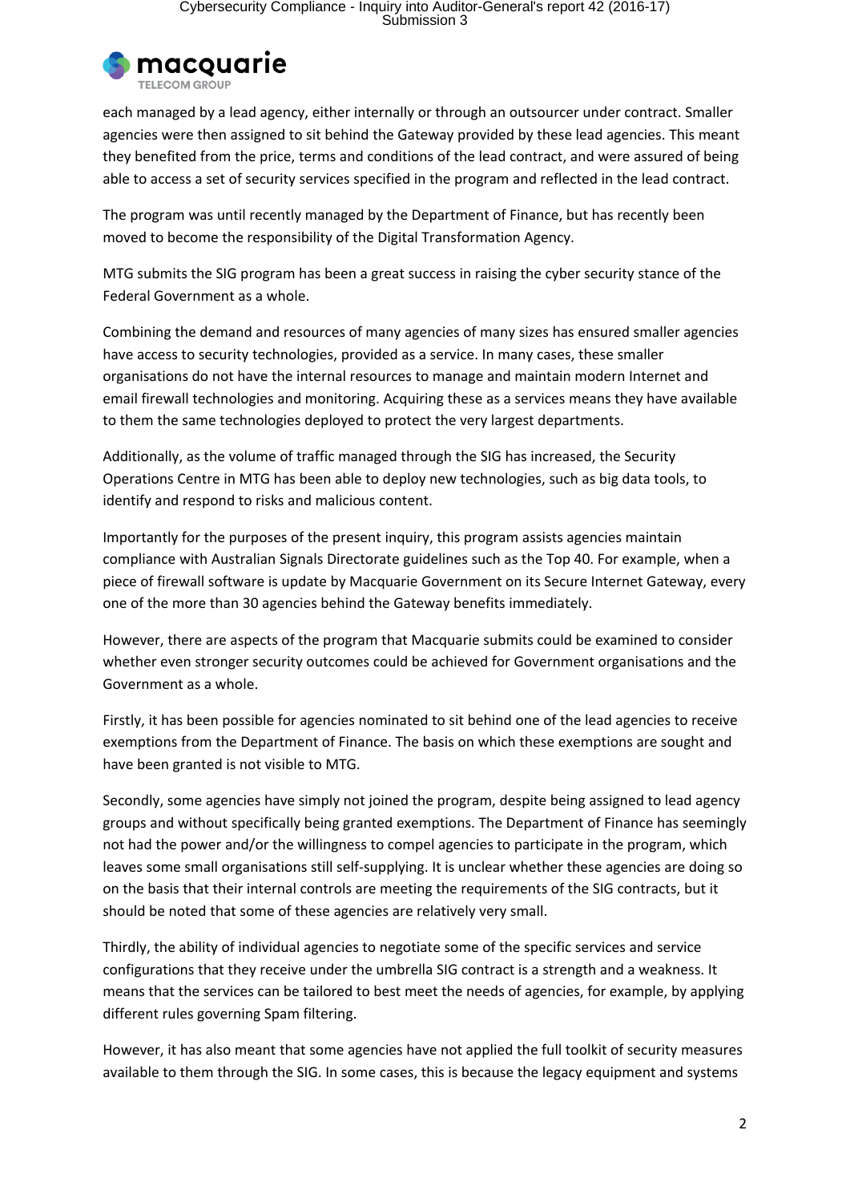each managed by a lead agency, either internally or through an outsourcer under contract. Smaller agencies were then assigned to sit behind the Gateway provided by these lead agencies. This meant they benefited from the price, terms and conditions of the lead contract, and were assured of being able to access a set of security services specified in the program and reflected in the lead contract.

The program was until recently managed by the Department of Finance, but has recently been moved to become the responsibility of the Digital Transformation Agency.

MTG submits the SIG program has been a great success in raising the cyber security stance of the Federal Government as a whole.

Combining the demand and resources of many agencies of many sizes has ensured smaller agencies have access to security technologies, provided as a service. In many cases, these smaller organisations do not have the internal resources to manage and maintain modern Internet and email firewall technologies and monitoring. Acquiring these as a services means they have available to them the same technologies deployed to protect the very largest departments.

Additionally, as the volume of traffic managed through the SIG has increased, the Security Operations Centre in MTG has been able to deploy new technologies, such as big data tools, to identify and respond to risks and malicious content.

Importantly for the purposes of the present inquiry, this program assists agencies maintain compliance with Australian Signals Directorate guidelines such as the Top 40. For example, when a piece of firewall software is update by Macquarie Government on its Secure Internet Gateway, every one of the more than 30 agencies behind the Gateway benefits immediately.

However, there are aspects of the program that Macquarie submits could be examined to consider whether even stronger security outcomes could be achieved for Government organisations and the Government as a whole.

Firstly, it has been possible for agencies nominated to sit behind one of the lead agencies to receive exemptions from the Department of Finance. The basis on which these exemptions are sought and have been granted is not visible to MTG.

Secondly, some agencies have simply not joined the program, despite being assigned to lead agency groups and without specifically being granted exemptions. The Department of Finance has seemingly not had the power and/or the willingness to compel agencies to participate in the program, which leaves some small organisations still self-supplying. It is unclear whether these agencies are doing so on the basis that their internal controls are meeting the requirements of the SIG contracts, but it should be noted that some of these agencies are relatively very small.

Thirdly, the ability of individual agencies to negotiate some of the specific services and service configurations that they receive under the umbrella SIG contract is a strength and a weakness. It means that the services can be tailored to best meet the needs of agencies, for example, by applying different rules governing Spam filtering.

However, it has also meant that some agencies have not applied the full toolkit of security measures available to them through the SIG. In some cases, this is because the legacy equipment and systems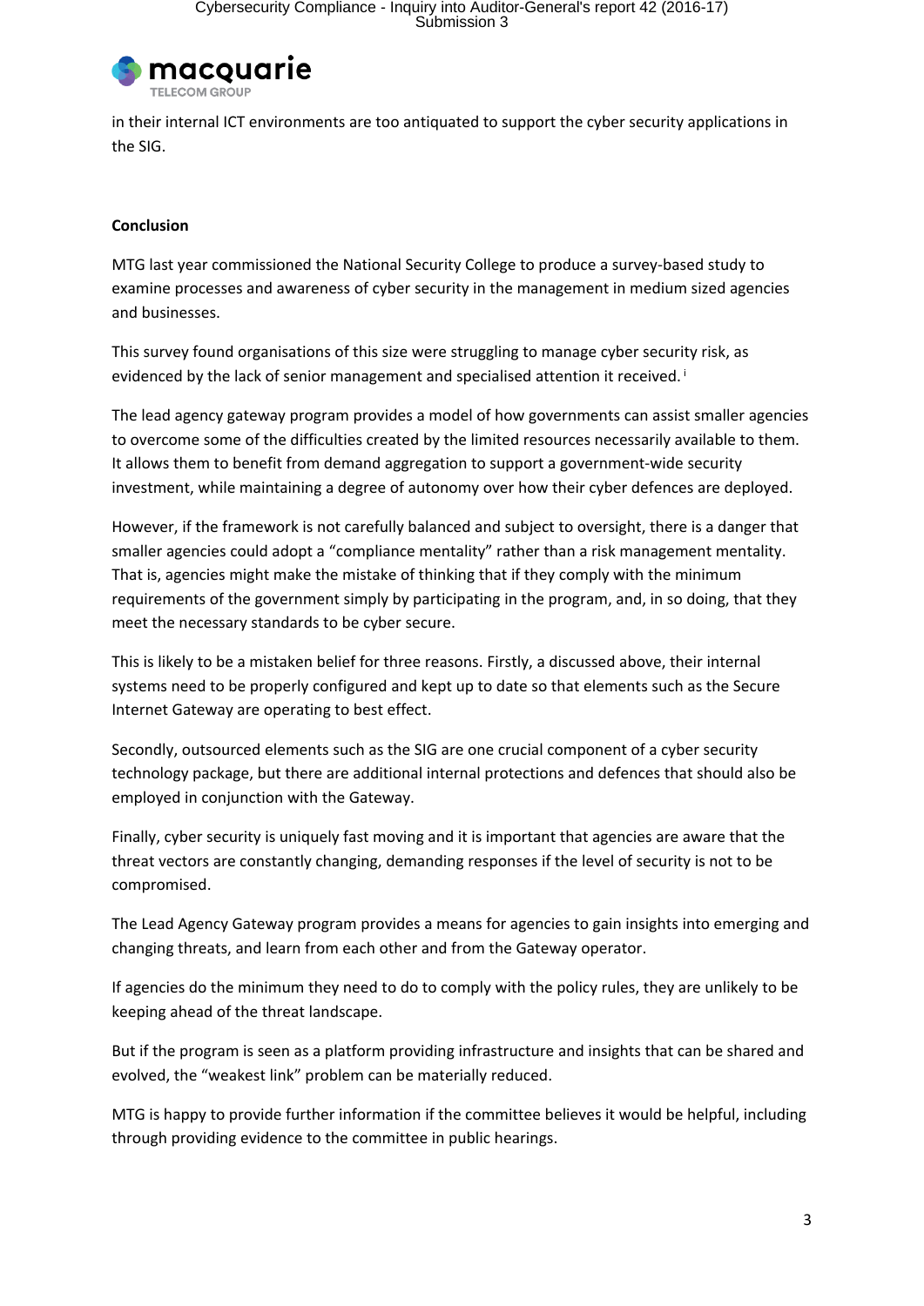in their internal ICT environments are too antiquated to support the cyber security applications in the SIG.

**Conclusion**

MTG last year commissioned the National Security College to produce a survey-based study to examine processes and awareness of cyber security in the management in medium sized agencies and businesses.

This survey found organisations of this size were struggling to manage cyber security risk, as evidenced by the lack of senior management and specialised attention it received. [i]

The lead agency gateway program provides a model of how governments can assist smaller agencies to overcome some of the difficulties created by the limited resources necessarily available to them. It allows them to benefit from demand aggregation to support a government-wide security investment, while maintaining a degree of autonomy over how their cyber defences are deployed.

However, if the framework is not carefully balanced and subject to oversight, there is a danger that smaller agencies could adopt a "compliance mentality" rather than a risk management mentality. That is, agencies might make the mistake of thinking that if they comply with the minimum requirements of the government simply by participating in the program, and, in so doing, that they meet the necessary standards to be cyber secure.

This is likely to be a mistaken belief for three reasons. Firstly, a discussed above, their internal systems need to be properly configured and kept up to date so that elements such as the Secure Internet Gateway are operating to best effect.

Secondly, outsourced elements such as the SIG are one crucial component of a cyber security technology package, but there are additional internal protections and defences that should also be employed in conjunction with the Gateway.

Finally, cyber security is uniquely fast moving and it is important that agencies are aware that the threat vectors are constantly changing, demanding responses if the level of security is not to be compromised.

The Lead Agency Gateway program provides a means for agencies to gain insights into emerging and changing threats, and learn from each other and from the Gateway operator.

If agencies do the minimum they need to do to comply with the policy rules, they are unlikely to be keeping ahead of the threat landscape.

But if the program is seen as a platform providing infrastructure and insights that can be shared and evolved, the "weakest link" problem can be materially reduced.

MTG is happy to provide further information if the committee believes it would be helpful, including through providing evidence to the committee in public hearings.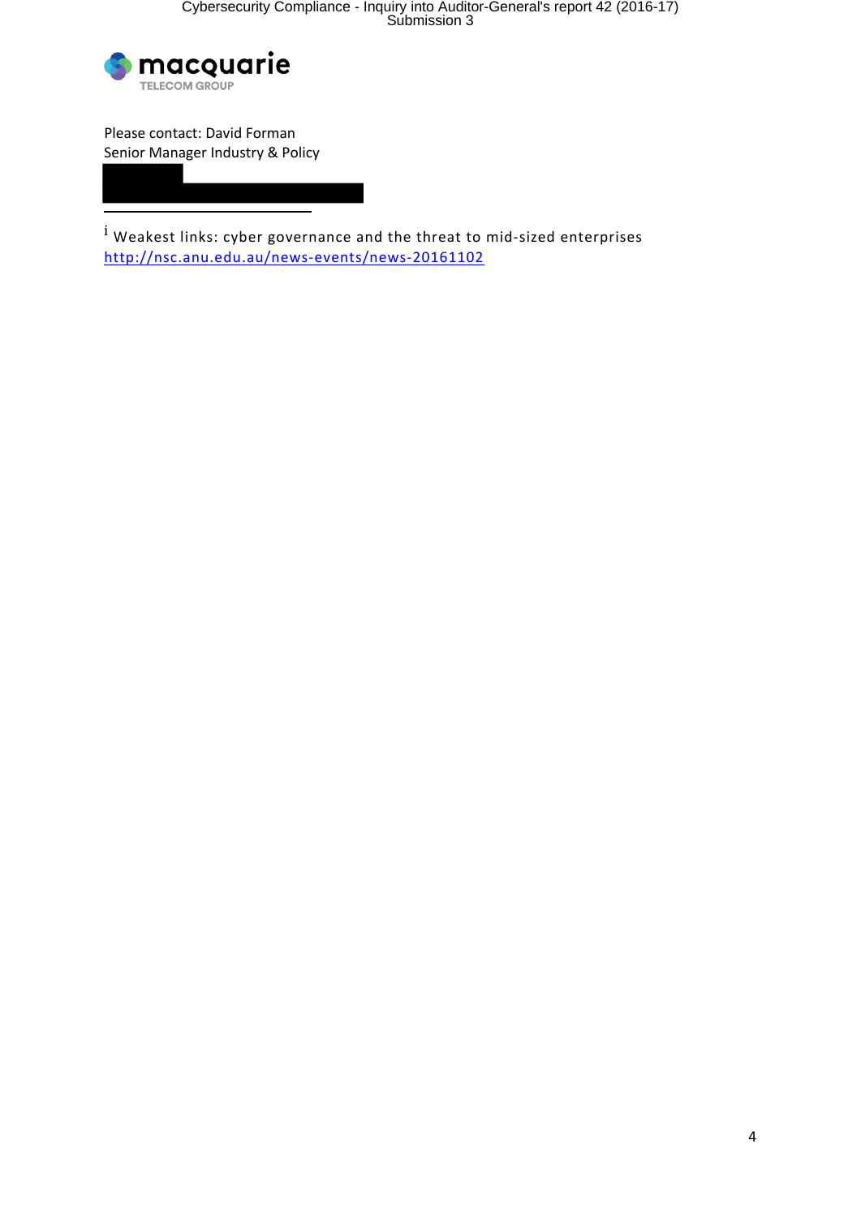macquarie
TELECOM GROUP

Please contact: David Forman
Senior Manager Industry & Policy

---

[i] Weakest links: cyber governance and the threat to mid-sized enterprises http://nsc.anu.edu.au/news-events/news-20161102